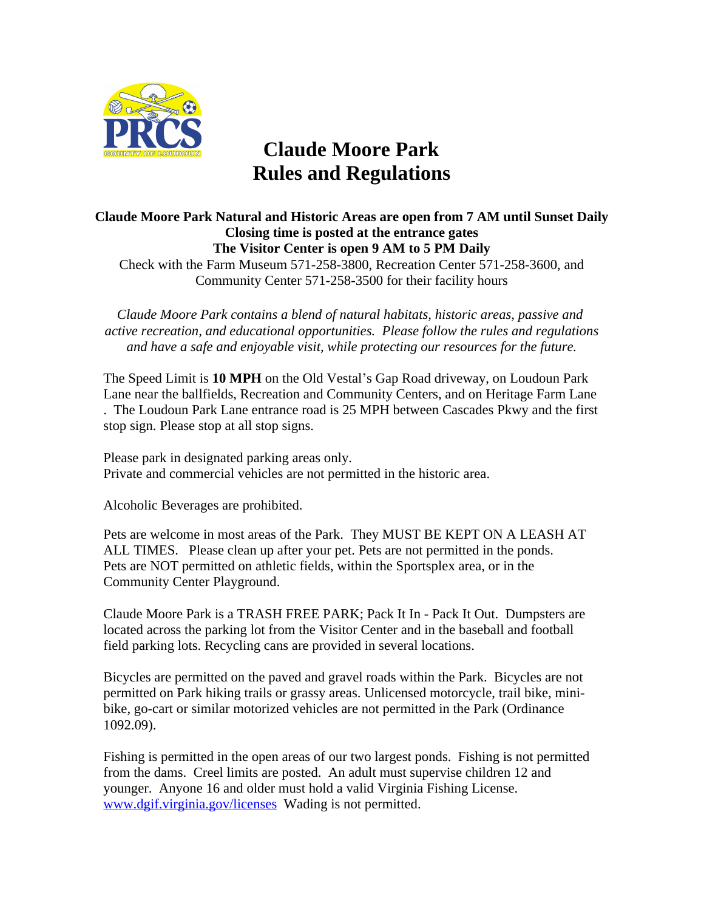# Claude Moore Park Rules and Regulations

**Claude Moore Park Natural and Historic Areas are open from 7 AM until Sunset Daily**
**Closing time is posted at the entrance gates**
**The Visitor Center is open 9 AM to 5 PM Daily**

Check with the Farm Museum 571-258-3800, Recreation Center 571-258-3600, and Community Center 571-258-3500 for their facility hours

*Claude Moore Park contains a blend of natural habitats, historic areas, passive and active recreation, and educational opportunities. Please follow the rules and regulations and have a safe and enjoyable visit, while protecting our resources for the future.*

The Speed Limit is **10 MPH** on the Old Vestal's Gap Road driveway, on Loudoun Park Lane near the ballfields, Recreation and Community Centers, and on Heritage Farm Lane . The Loudoun Park Lane entrance road is 25 MPH between Cascades Pkwy and the first stop sign. Please stop at all stop signs.

Please park in designated parking areas only.
Private and commercial vehicles are not permitted in the historic area.

Alcoholic Beverages are prohibited.

Pets are welcome in most areas of the Park. They MUST BE KEPT ON A LEASH AT ALL TIMES. Please clean up after your pet. Pets are not permitted in the ponds. Pets are NOT permitted on athletic fields, within the Sportsplex area, or in the Community Center Playground.

Claude Moore Park is a TRASH FREE PARK; Pack It In - Pack It Out. Dumpsters are located across the parking lot from the Visitor Center and in the baseball and football field parking lots. Recycling cans are provided in several locations.

Bicycles are permitted on the paved and gravel roads within the Park. Bicycles are not permitted on Park hiking trails or grassy areas. Unlicensed motorcycle, trail bike, mini-bike, go-cart or similar motorized vehicles are not permitted in the Park (Ordinance 1092.09).

Fishing is permitted in the open areas of our two largest ponds. Fishing is not permitted from the dams. Creel limits are posted. An adult must supervise children 12 and younger. Anyone 16 and older must hold a valid Virginia Fishing License. [www.dgif.virginia.gov/licenses](www.dgif.virginia.gov/licenses) Wading is not permitted.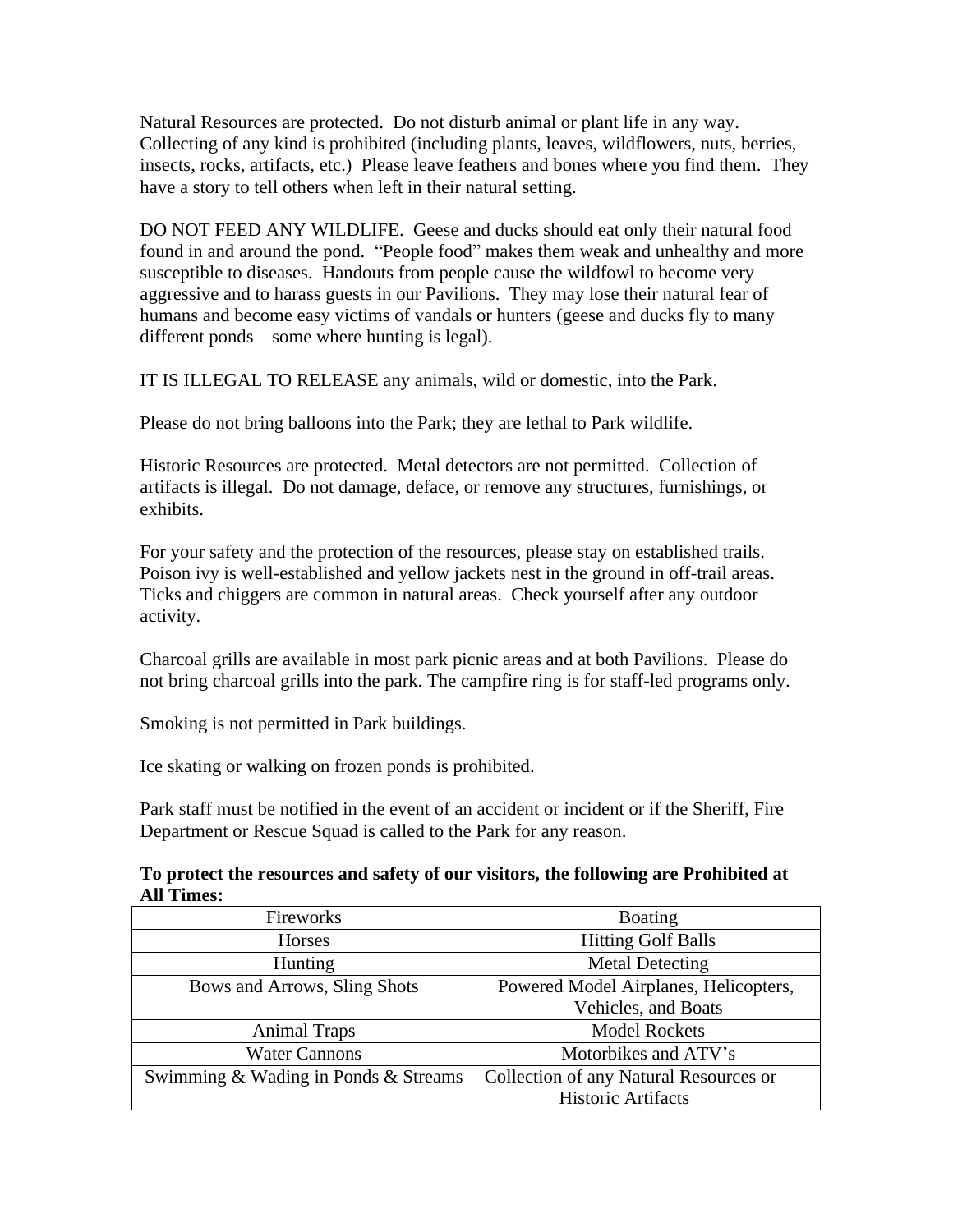Natural Resources are protected. Do not disturb animal or plant life in any way. Collecting of any kind is prohibited (including plants, leaves, wildflowers, nuts, berries, insects, rocks, artifacts, etc.) Please leave feathers and bones where you find them. They have a story to tell others when left in their natural setting.

DO NOT FEED ANY WILDLIFE. Geese and ducks should eat only their natural food found in and around the pond. "People food" makes them weak and unhealthy and more susceptible to diseases. Handouts from people cause the wildfowl to become very aggressive and to harass guests in our Pavilions. They may lose their natural fear of humans and become easy victims of vandals or hunters (geese and ducks fly to many different ponds – some where hunting is legal).

IT IS ILLEGAL TO RELEASE any animals, wild or domestic, into the Park.

Please do not bring balloons into the Park; they are lethal to Park wildlife.

Historic Resources are protected. Metal detectors are not permitted. Collection of artifacts is illegal. Do not damage, deface, or remove any structures, furnishings, or exhibits.

For your safety and the protection of the resources, please stay on established trails. Poison ivy is well-established and yellow jackets nest in the ground in off-trail areas. Ticks and chiggers are common in natural areas. Check yourself after any outdoor activity.

Charcoal grills are available in most park picnic areas and at both Pavilions. Please do not bring charcoal grills into the park. The campfire ring is for staff-led programs only.

Smoking is not permitted in Park buildings.

Ice skating or walking on frozen ponds is prohibited.

Park staff must be notified in the event of an accident or incident or if the Sheriff, Fire Department or Rescue Squad is called to the Park for any reason.

**To protect the resources and safety of our visitors, the following are Prohibited at All Times:**

| | |
|---|---|
| Fireworks | Boating |
| Horses | Hitting Golf Balls |
| Hunting | Metal Detecting |
| Bows and Arrows, Sling Shots | Powered Model Airplanes, Helicopters, Vehicles, and Boats |
| Animal Traps | Model Rockets |
| Water Cannons | Motorbikes and ATV's |
| Swimming & Wading in Ponds & Streams | Collection of any Natural Resources or Historic Artifacts |